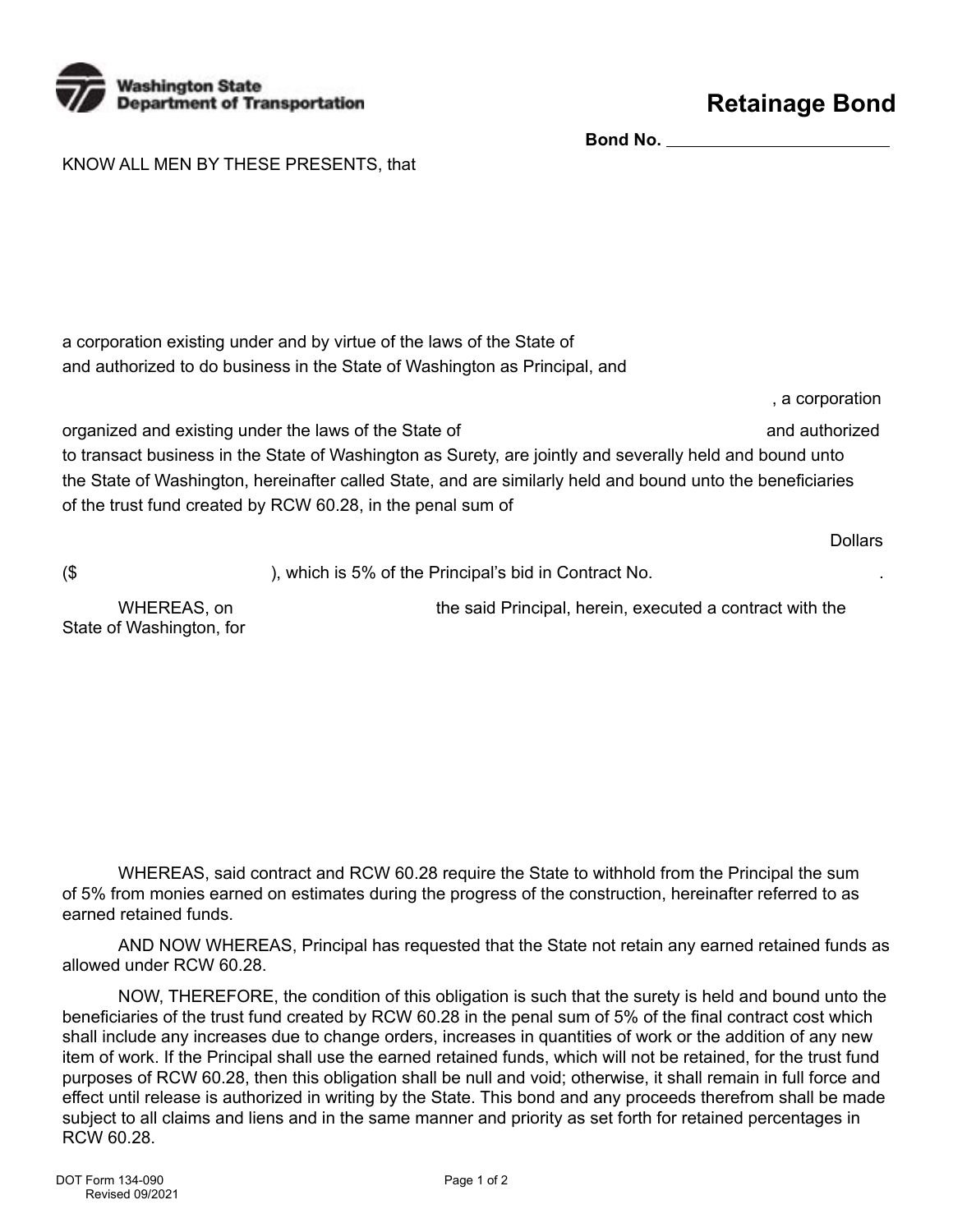Washington State Department of Transportation

# Retainage Bond

**Bond No.** ________________________

KNOW ALL MEN BY THESE PRESENTS, that

a corporation existing under and by virtue of the laws of the State of
and authorized to do business in the State of Washington as Principal, and

, a corporation

organized and existing under the laws of the State of                                        and authorized to transact business in the State of Washington as Surety, are jointly and severally held and bound unto the State of Washington, hereinafter called State, and are similarly held and bound unto the beneficiaries of the trust fund created by RCW 60.28, in the penal sum of

Dollars

($                              ), which is 5% of the Principal's bid in Contract No.                              .

WHEREAS, on                              the said Principal, herein, executed a contract with the State of Washington, for

WHEREAS, said contract and RCW 60.28 require the State to withhold from the Principal the sum of 5% from monies earned on estimates during the progress of the construction, hereinafter referred to as earned retained funds.

AND NOW WHEREAS, Principal has requested that the State not retain any earned retained funds as allowed under RCW 60.28.

NOW, THEREFORE, the condition of this obligation is such that the surety is held and bound unto the beneficiaries of the trust fund created by RCW 60.28 in the penal sum of 5% of the final contract cost which shall include any increases due to change orders, increases in quantities of work or the addition of any new item of work. If the Principal shall use the earned retained funds, which will not be retained, for the trust fund purposes of RCW 60.28, then this obligation shall be null and void; otherwise, it shall remain in full force and effect until release is authorized in writing by the State. This bond and any proceeds therefrom shall be made subject to all claims and liens and in the same manner and priority as set forth for retained percentages in RCW 60.28.

DOT Form 134-090
Revised 09/2021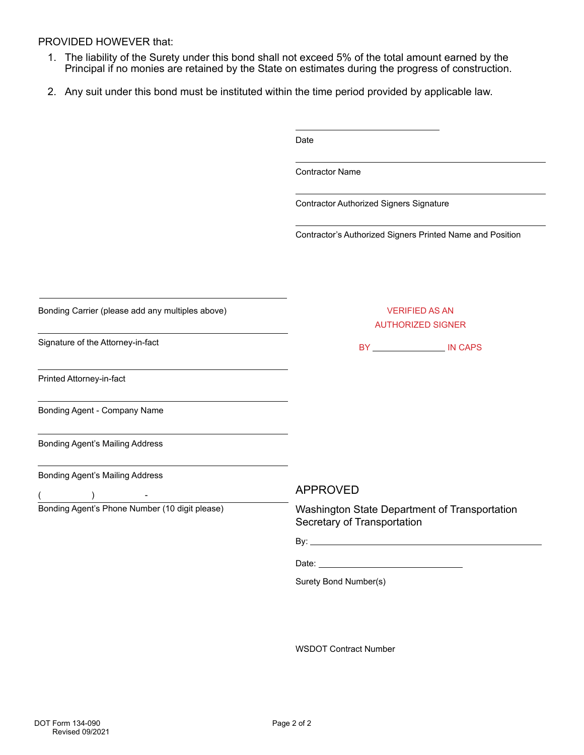PROVIDED HOWEVER that:

1. The liability of the Surety under this bond shall not exceed 5% of the total amount earned by the Principal if no monies are retained by the State on estimates during the progress of construction.

2. Any suit under this bond must be instituted within the time period provided by applicable law.

______________________________
Date

______________________________
Contractor Name

______________________________
Contractor Authorized Signers Signature

______________________________
Contractor's Authorized Signers Printed Name and Position

______________________________
Bonding Carrier (please add any multiples above)

______________________________
Signature of the Attorney-in-fact

______________________________
Printed Attorney-in-fact

______________________________
Bonding Agent - Company Name

______________________________
Bonding Agent's Mailing Address

______________________________
Bonding Agent's Mailing Address

(          )          -
Bonding Agent's Phone Number (10 digit please)

VERIFIED AS AN
AUTHORIZED SIGNER

BY ______________ IN CAPS

APPROVED

Washington State Department of Transportation
Secretary of Transportation

By: ______________________________

Date: ______________________________

Surety Bond Number(s)

WSDOT Contract Number

DOT Form 134-090
Revised 09/2021